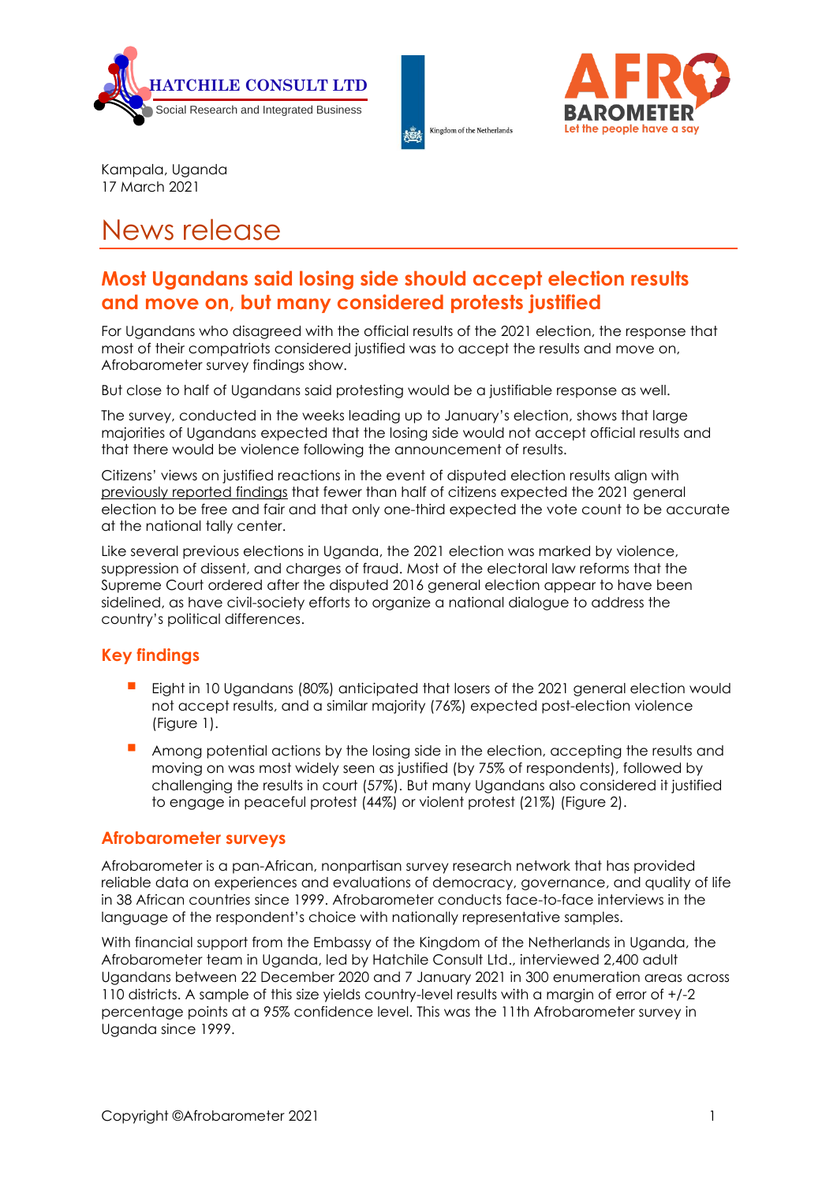Kampala, Uganda
17 March 2021

# News release

## Most Ugandans said losing side should accept election results and move on, but many considered protests justified

For Ugandans who disagreed with the official results of the 2021 election, the response that most of their compatriots considered justified was to accept the results and move on, Afrobarometer survey findings show.

But close to half of Ugandans said protesting would be a justifiable response as well.

The survey, conducted in the weeks leading up to January's election, shows that large majorities of Ugandans expected that the losing side would not accept official results and that there would be violence following the announcement of results.

Citizens' views on justified reactions in the event of disputed election results align with previously reported findings that fewer than half of citizens expected the 2021 general election to be free and fair and that only one-third expected the vote count to be accurate at the national tally center.

Like several previous elections in Uganda, the 2021 election was marked by violence, suppression of dissent, and charges of fraud. Most of the electoral law reforms that the Supreme Court ordered after the disputed 2016 general election appear to have been sidelined, as have civil-society efforts to organize a national dialogue to address the country's political differences.

### Key findings

- Eight in 10 Ugandans (80%) anticipated that losers of the 2021 general election would not accept results, and a similar majority (76%) expected post-election violence (Figure 1).
- Among potential actions by the losing side in the election, accepting the results and moving on was most widely seen as justified (by 75% of respondents), followed by challenging the results in court (57%). But many Ugandans also considered it justified to engage in peaceful protest (44%) or violent protest (21%) (Figure 2).

### Afrobarometer surveys

Afrobarometer is a pan-African, nonpartisan survey research network that has provided reliable data on experiences and evaluations of democracy, governance, and quality of life in 38 African countries since 1999. Afrobarometer conducts face-to-face interviews in the language of the respondent's choice with nationally representative samples.

With financial support from the Embassy of the Kingdom of the Netherlands in Uganda, the Afrobarometer team in Uganda, led by Hatchile Consult Ltd., interviewed 2,400 adult Ugandans between 22 December 2020 and 7 January 2021 in 300 enumeration areas across 110 districts. A sample of this size yields country-level results with a margin of error of +/-2 percentage points at a 95% confidence level. This was the 11th Afrobarometer survey in Uganda since 1999.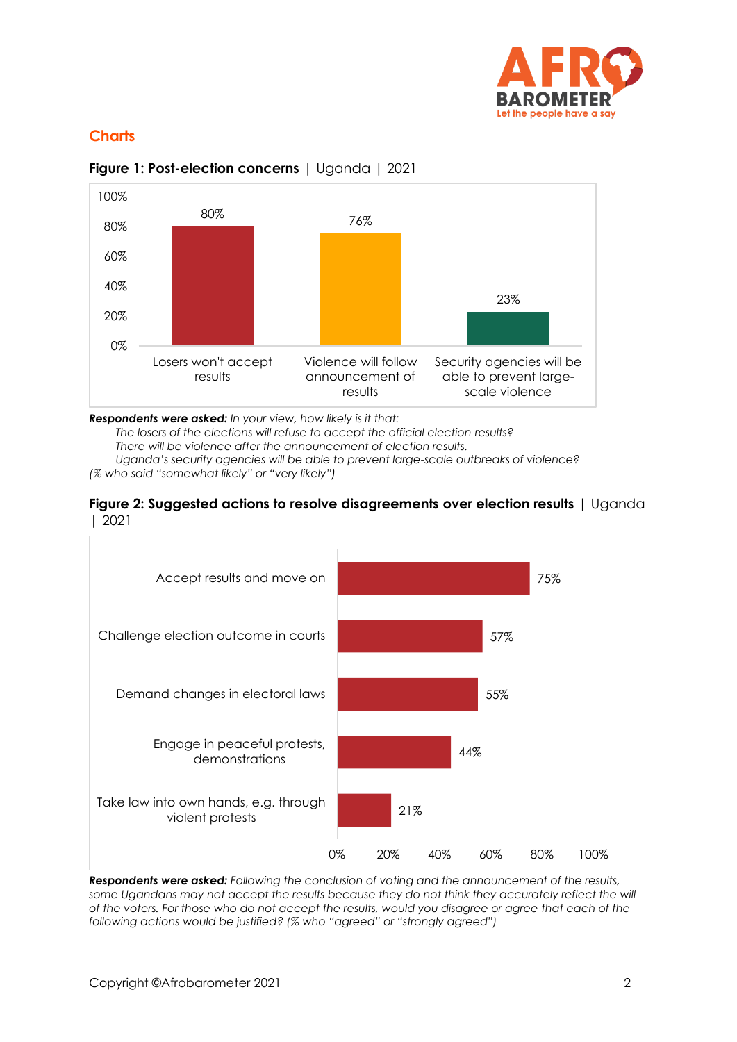## Charts

**Figure 1: Post-election concerns** | Uganda | 2021

| | Losers won't accept results | Violence will follow announcement of results | Security agencies will be able to prevent large-scale violence |
|---|---|---|---|
| % | 80% | 76% | 23% |

***Respondents were asked:*** *In your view, how likely is it that:*

*The losers of the elections will refuse to accept the official election results?*

*There will be violence after the announcement of election results.*

*Uganda's security agencies will be able to prevent large-scale outbreaks of violence?*

*(% who said "somewhat likely" or "very likely")*

**Figure 2: Suggested actions to resolve disagreements over election results** | Uganda | 2021

| Action | % |
|---|---|
| Accept results and move on | 75% |
| Challenge election outcome in courts | 57% |
| Demand changes in electoral laws | 55% |
| Engage in peaceful protests, demonstrations | 44% |
| Take law into own hands, e.g. through violent protests | 21% |

***Respondents were asked:*** *Following the conclusion of voting and the announcement of the results, some Ugandans may not accept the results because they do not think they accurately reflect the will of the voters. For those who do not accept the results, would you disagree or agree that each of the following actions would be justified? (% who "agreed" or "strongly agreed")*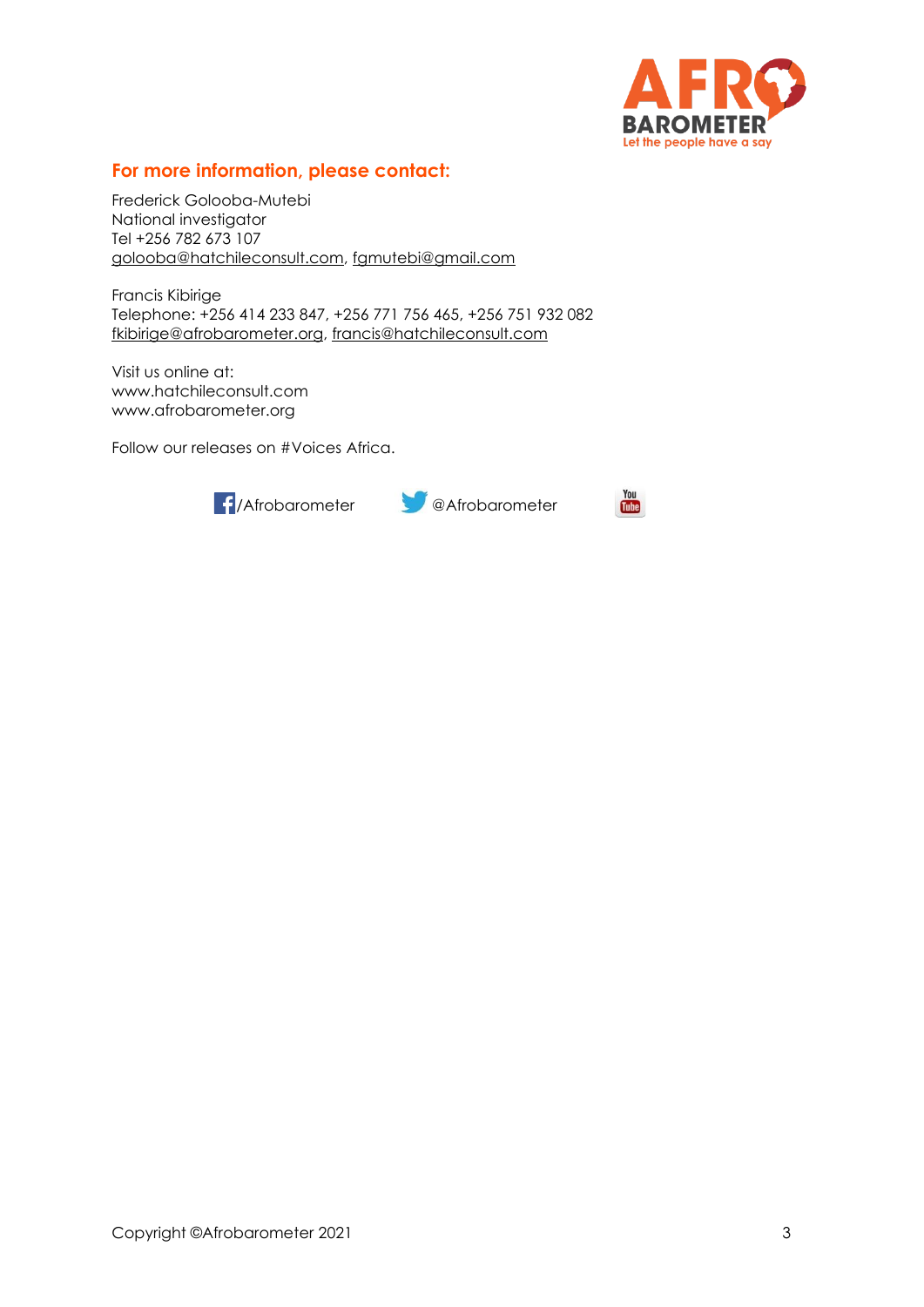## For more information, please contact:

Frederick Golooba-Mutebi
National investigator
Tel +256 782 673 107
golooba@hatchileconsult.com, fgmutebi@gmail.com

Francis Kibirige
Telephone: +256 414 233 847, +256 771 756 465, +256 751 932 082
fkibirige@afrobarometer.org, francis@hatchileconsult.com

Visit us online at:
www.hatchileconsult.com
www.afrobarometer.org

Follow our releases on #Voices Africa.

/Afrobarometer @Afrobarometer

Copyright ©Afrobarometer 2021